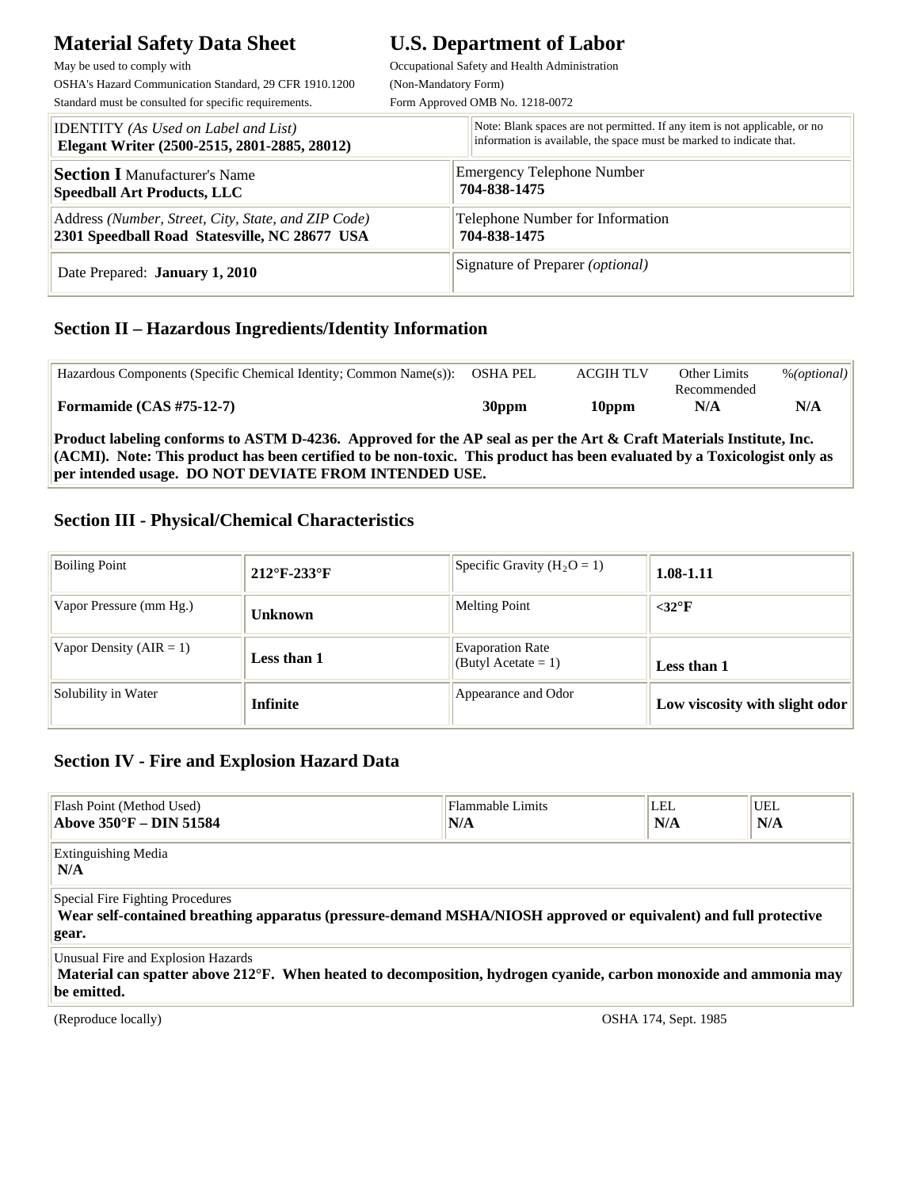# Material Safety Data Sheet

May be used to comply with
OSHA's Hazard Communication Standard, 29 CFR 1910.1200
Standard must be consulted for specific requirements.

# U.S. Department of Labor

Occupational Safety and Health Administration
(Non-Mandatory Form)
Form Approved OMB No. 1218-0072

| IDENTITY *(As Used on Label and List)* **Elegant Writer (2500-2515, 2801-2885, 28012)** | Note: Blank spaces are not permitted. If any item is not applicable, or no information is available, the space must be marked to indicate that. |
|---|---|
| **Section I** Manufacturer's Name **Speedball Art Products, LLC** | Emergency Telephone Number **704-838-1475** |
| Address *(Number, Street, City, State, and ZIP Code)* **2301 Speedball Road Statesville, NC 28677 USA** | Telephone Number for Information **704-838-1475** |
| Date Prepared: **January 1, 2010** | Signature of Preparer *(optional)* |

## Section II – Hazardous Ingredients/Identity Information

| Hazardous Components (Specific Chemical Identity; Common Name(s)): | OSHA PEL | ACGIH TLV | Other Limits Recommended | %*(optional)* |
|---|---|---|---|---|
| **Formamide (CAS #75-12-7)** | **30ppm** | **10ppm** | **N/A** | **N/A** |

**Product labeling conforms to ASTM D-4236. Approved for the AP seal as per the Art & Craft Materials Institute, Inc. (ACMI). Note: This product has been certified to be non-toxic. This product has been evaluated by a Toxicologist only as per intended usage. DO NOT DEVIATE FROM INTENDED USE.**

## Section III - Physical/Chemical Characteristics

| Boiling Point | **212°F-233°F** | Specific Gravity ($H_2O = 1$) | **1.08-1.11** |
|---|---|---|---|
| Vapor Pressure (mm Hg.) | **Unknown** | Melting Point | **<32°F** |
| Vapor Density (AIR = 1) | **Less than 1** | Evaporation Rate (Butyl Acetate = 1) | **Less than 1** |
| Solubility in Water | **Infinite** | Appearance and Odor | **Low viscosity with slight odor** |

## Section IV - Fire and Explosion Hazard Data

| Flash Point (Method Used) | Flammable Limits | LEL | UEL |
|---|---|---|---|
| **Above 350°F – DIN 51584** | **N/A** | **N/A** | **N/A** |

Extinguishing Media
**N/A**

Special Fire Fighting Procedures
**Wear self-contained breathing apparatus (pressure-demand MSHA/NIOSH approved or equivalent) and full protective gear.**

Unusual Fire and Explosion Hazards
**Material can spatter above 212°F. When heated to decomposition, hydrogen cyanide, carbon monoxide and ammonia may be emitted.**

(Reproduce locally) OSHA 174, Sept. 1985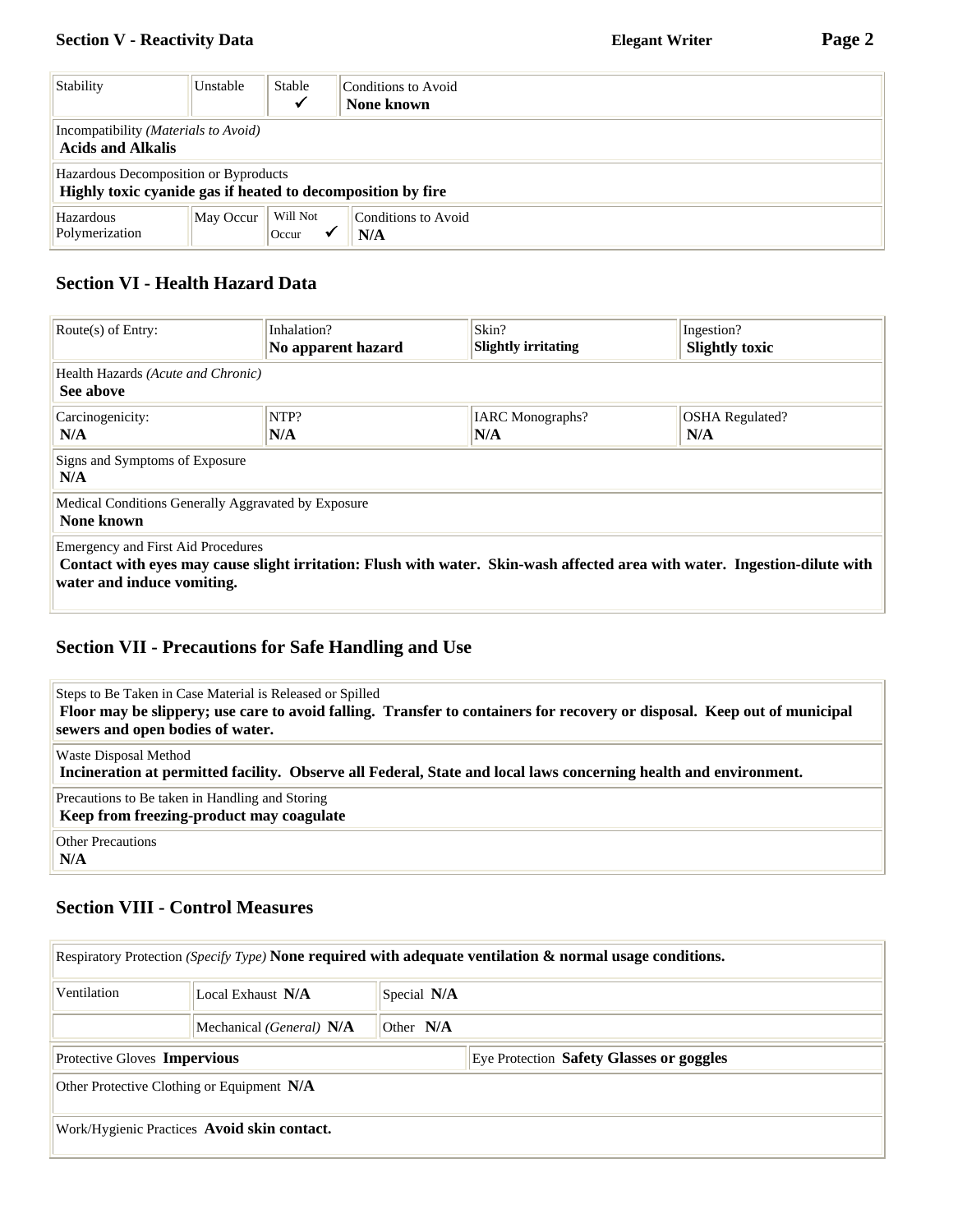## Section V - Reactivity Data

| | | | |
|---|---|---|---|
| Stability | Unstable | Stable ✓ | Conditions to Avoid **None known** |
| Incompatibility *(Materials to Avoid)* **Acids and Alkalis** | | | |
| Hazardous Decomposition or Byproducts **Highly toxic cyanide gas if heated to decomposition by fire** | | | |
| Hazardous Polymerization | May Occur | Will Not Occur ✓ | Conditions to Avoid **N/A** |

## Section VI - Health Hazard Data

| | | | |
|---|---|---|---|
| Route(s) of Entry: | Inhalation? **No apparent hazard** | Skin? **Slightly irritating** | Ingestion? **Slightly toxic** |
| Health Hazards *(Acute and Chronic)* **See above** | | | |
| Carcinogenicity: **N/A** | NTP? **N/A** | IARC Monographs? **N/A** | OSHA Regulated? **N/A** |
| Signs and Symptoms of Exposure **N/A** | | | |
| Medical Conditions Generally Aggravated by Exposure **None known** | | | |
| Emergency and First Aid Procedures **Contact with eyes may cause slight irritation: Flush with water. Skin-wash affected area with water. Ingestion-dilute with water and induce vomiting.** | | | |

## Section VII - Precautions for Safe Handling and Use

Steps to Be Taken in Case Material is Released or Spilled
**Floor may be slippery; use care to avoid falling. Transfer to containers for recovery or disposal. Keep out of municipal sewers and open bodies of water.**

Waste Disposal Method
**Incineration at permitted facility. Observe all Federal, State and local laws concerning health and environment.**

Precautions to Be taken in Handling and Storing
**Keep from freezing-product may coagulate**

Other Precautions
**N/A**

## Section VIII - Control Measures

| | | | |
|---|---|---|---|
| Respiratory Protection *(Specify Type)* **None required with adequate ventilation & normal usage conditions.** | | | |
| Ventilation | Local Exhaust **N/A** | Special **N/A** | |
| | Mechanical *(General)* **N/A** | Other **N/A** | |
| Protective Gloves **Impervious** | | Eye Protection **Safety Glasses or goggles** | |
| Other Protective Clothing or Equipment **N/A** | | | |
| Work/Hygienic Practices **Avoid skin contact.** | | | |